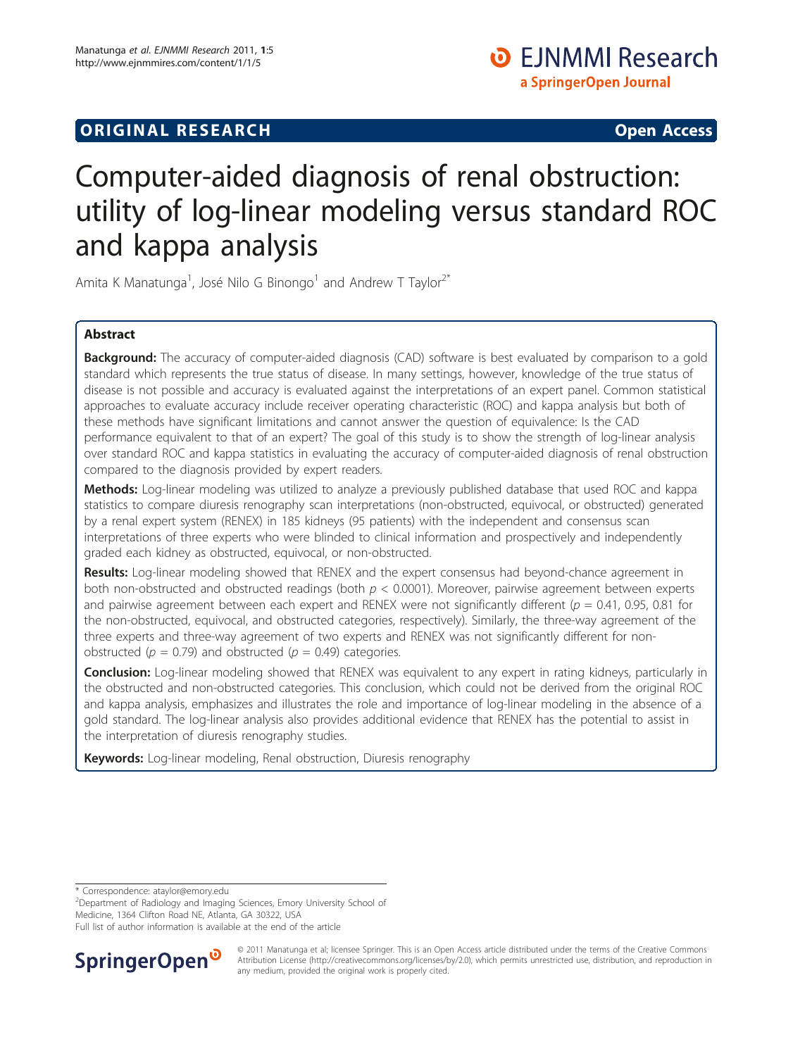ORIGINAL RESEARCH Open Access

# Computer-aided diagnosis of renal obstruction: utility of log-linear modeling versus standard ROC and kappa analysis

Amita K Manatunga[1], José Nilo G Binongo[1] and Andrew T Taylor[2*]

## Abstract

**Background:** The accuracy of computer-aided diagnosis (CAD) software is best evaluated by comparison to a gold standard which represents the true status of disease. In many settings, however, knowledge of the true status of disease is not possible and accuracy is evaluated against the interpretations of an expert panel. Common statistical approaches to evaluate accuracy include receiver operating characteristic (ROC) and kappa analysis but both of these methods have significant limitations and cannot answer the question of equivalence: Is the CAD performance equivalent to that of an expert? The goal of this study is to show the strength of log-linear analysis over standard ROC and kappa statistics in evaluating the accuracy of computer-aided diagnosis of renal obstruction compared to the diagnosis provided by expert readers.

**Methods:** Log-linear modeling was utilized to analyze a previously published database that used ROC and kappa statistics to compare diuresis renography scan interpretations (non-obstructed, equivocal, or obstructed) generated by a renal expert system (RENEX) in 185 kidneys (95 patients) with the independent and consensus scan interpretations of three experts who were blinded to clinical information and prospectively and independently graded each kidney as obstructed, equivocal, or non-obstructed.

**Results:** Log-linear modeling showed that RENEX and the expert consensus had beyond-chance agreement in both non-obstructed and obstructed readings (both $p < 0.0001$). Moreover, pairwise agreement between experts and pairwise agreement between each expert and RENEX were not significantly different ($p = 0.41$, 0.95, 0.81 for the non-obstructed, equivocal, and obstructed categories, respectively). Similarly, the three-way agreement of the three experts and three-way agreement of two experts and RENEX was not significantly different for non-obstructed ($p = 0.79$) and obstructed ($p = 0.49$) categories.

**Conclusion:** Log-linear modeling showed that RENEX was equivalent to any expert in rating kidneys, particularly in the obstructed and non-obstructed categories. This conclusion, which could not be derived from the original ROC and kappa analysis, emphasizes and illustrates the role and importance of log-linear modeling in the absence of a gold standard. The log-linear analysis also provides additional evidence that RENEX has the potential to assist in the interpretation of diuresis renography studies.

**Keywords:** Log-linear modeling, Renal obstruction, Diuresis renography

---

\* Correspondence: ataylor@emory.edu

[2]Department of Radiology and Imaging Sciences, Emory University School of Medicine, 1364 Clifton Road NE, Atlanta, GA 30322, USA

Full list of author information is available at the end of the article

© 2011 Manatunga et al; licensee Springer. This is an Open Access article distributed under the terms of the Creative Commons Attribution License (http://creativecommons.org/licenses/by/2.0), which permits unrestricted use, distribution, and reproduction in any medium, provided the original work is properly cited.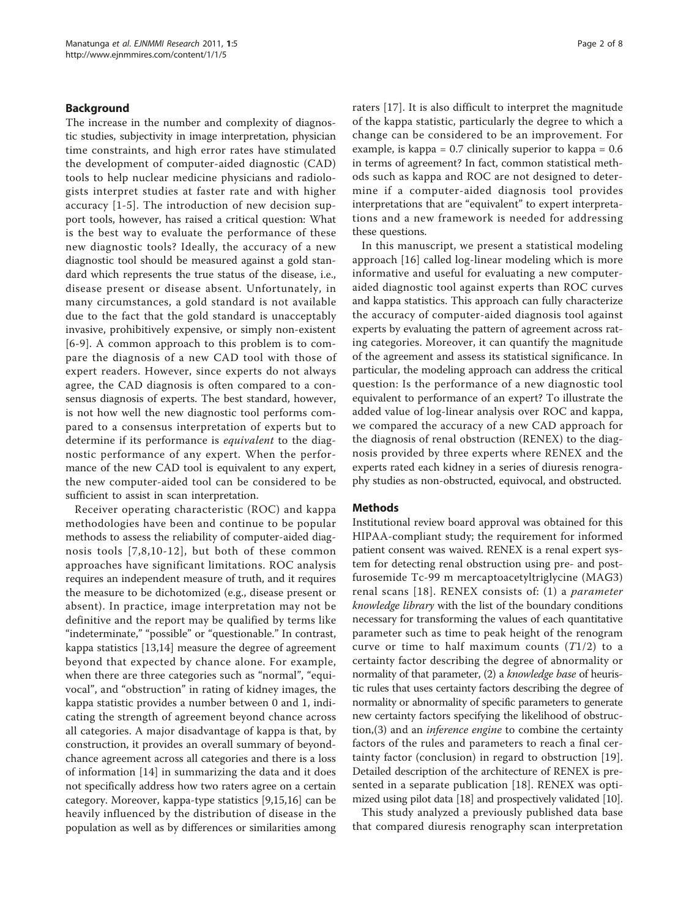## Background

The increase in the number and complexity of diagnostic studies, subjectivity in image interpretation, physician time constraints, and high error rates have stimulated the development of computer-aided diagnostic (CAD) tools to help nuclear medicine physicians and radiologists interpret studies at faster rate and with higher accuracy [1-5]. The introduction of new decision support tools, however, has raised a critical question: What is the best way to evaluate the performance of these new diagnostic tools? Ideally, the accuracy of a new diagnostic tool should be measured against a gold standard which represents the true status of the disease, i.e., disease present or disease absent. Unfortunately, in many circumstances, a gold standard is not available due to the fact that the gold standard is unacceptably invasive, prohibitively expensive, or simply non-existent [6-9]. A common approach to this problem is to compare the diagnosis of a new CAD tool with those of expert readers. However, since experts do not always agree, the CAD diagnosis is often compared to a consensus diagnosis of experts. The best standard, however, is not how well the new diagnostic tool performs compared to a consensus interpretation of experts but to determine if its performance is *equivalent* to the diagnostic performance of any expert. When the performance of the new CAD tool is equivalent to any expert, the new computer-aided tool can be considered to be sufficient to assist in scan interpretation.

Receiver operating characteristic (ROC) and kappa methodologies have been and continue to be popular methods to assess the reliability of computer-aided diagnosis tools [7,8,10-12], but both of these common approaches have significant limitations. ROC analysis requires an independent measure of truth, and it requires the measure to be dichotomized (e.g., disease present or absent). In practice, image interpretation may not be definitive and the report may be qualified by terms like "indeterminate," "possible" or "questionable." In contrast, kappa statistics [13,14] measure the degree of agreement beyond that expected by chance alone. For example, when there are three categories such as "normal", "equivocal", and "obstruction" in rating of kidney images, the kappa statistic provides a number between 0 and 1, indicating the strength of agreement beyond chance across all categories. A major disadvantage of kappa is that, by construction, it provides an overall summary of beyond-chance agreement across all categories and there is a loss of information [14] in summarizing the data and it does not specifically address how two raters agree on a certain category. Moreover, kappa-type statistics [9,15,16] can be heavily influenced by the distribution of disease in the population as well as by differences or similarities among raters [17]. It is also difficult to interpret the magnitude of the kappa statistic, particularly the degree to which a change can be considered to be an improvement. For example, is kappa = 0.7 clinically superior to kappa = 0.6 in terms of agreement? In fact, common statistical methods such as kappa and ROC are not designed to determine if a computer-aided diagnosis tool provides interpretations that are "equivalent" to expert interpretations and a new framework is needed for addressing these questions.

In this manuscript, we present a statistical modeling approach [16] called log-linear modeling which is more informative and useful for evaluating a new computer-aided diagnostic tool against experts than ROC curves and kappa statistics. This approach can fully characterize the accuracy of computer-aided diagnosis tool against experts by evaluating the pattern of agreement across rating categories. Moreover, it can quantify the magnitude of the agreement and assess its statistical significance. In particular, the modeling approach can address the critical question: Is the performance of a new diagnostic tool equivalent to performance of an expert? To illustrate the added value of log-linear analysis over ROC and kappa, we compared the accuracy of a new CAD approach for the diagnosis of renal obstruction (RENEX) to the diagnosis provided by three experts where RENEX and the experts rated each kidney in a series of diuresis renography studies as non-obstructed, equivocal, and obstructed.

## Methods

Institutional review board approval was obtained for this HIPAA-compliant study; the requirement for informed patient consent was waived. RENEX is a renal expert system for detecting renal obstruction using pre- and post-furosemide Tc-99 m mercaptoacetyltriglycine (MAG3) renal scans [18]. RENEX consists of: (1) a *parameter knowledge library* with the list of the boundary conditions necessary for transforming the values of each quantitative parameter such as time to peak height of the renogram curve or time to half maximum counts ($T1/2$) to a certainty factor describing the degree of abnormality or normality of that parameter, (2) a *knowledge base* of heuristic rules that uses certainty factors describing the degree of normality or abnormality of specific parameters to generate new certainty factors specifying the likelihood of obstruction,(3) and an *inference engine* to combine the certainty factors of the rules and parameters to reach a final certainty factor (conclusion) in regard to obstruction [19]. Detailed description of the architecture of RENEX is presented in a separate publication [18]. RENEX was optimized using pilot data [18] and prospectively validated [10].

This study analyzed a previously published data base that compared diuresis renography scan interpretation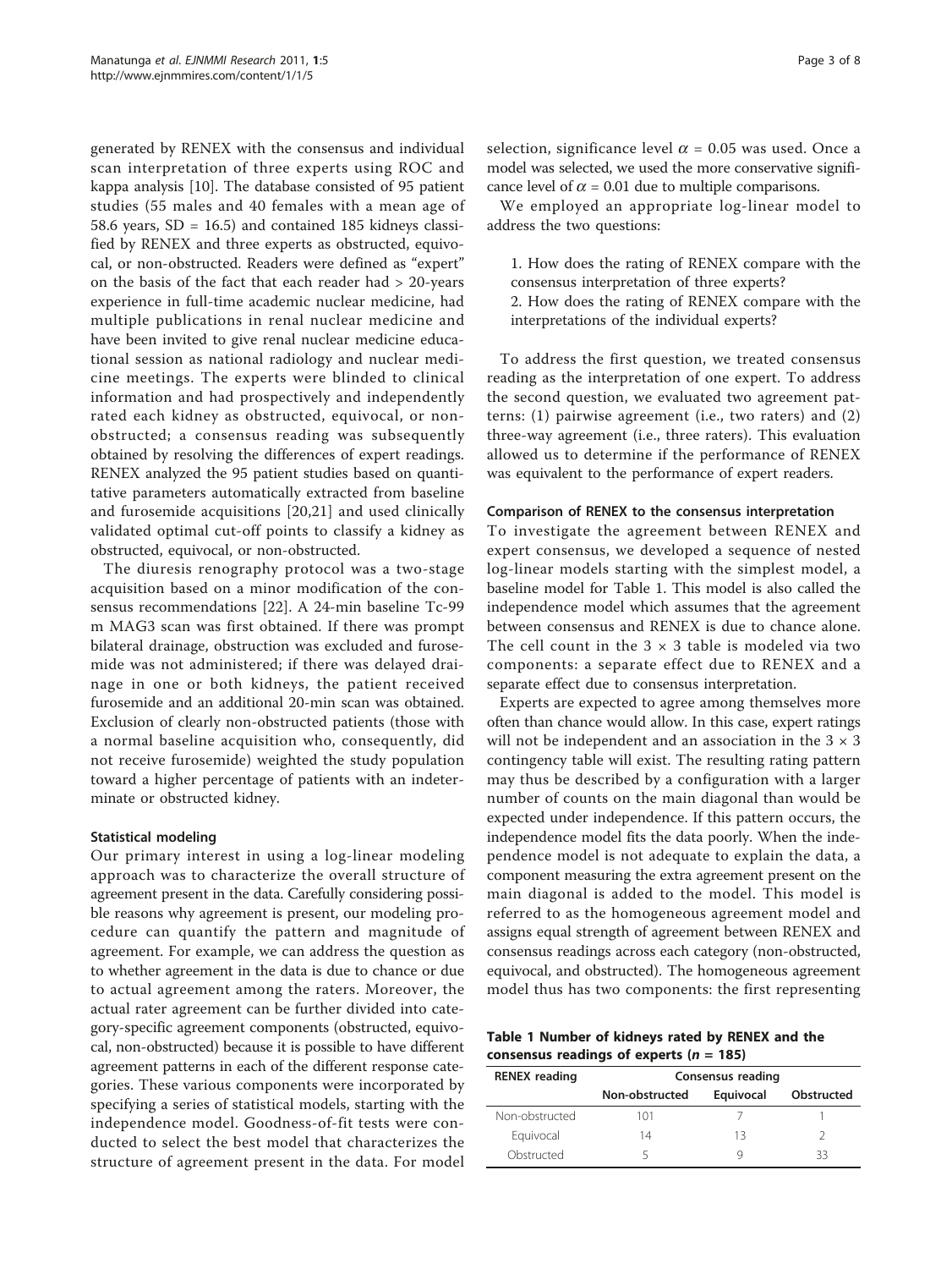generated by RENEX with the consensus and individual scan interpretation of three experts using ROC and kappa analysis [10]. The database consisted of 95 patient studies (55 males and 40 females with a mean age of 58.6 years, SD = 16.5) and contained 185 kidneys classified by RENEX and three experts as obstructed, equivocal, or non-obstructed. Readers were defined as "expert" on the basis of the fact that each reader had > 20-years experience in full-time academic nuclear medicine, had multiple publications in renal nuclear medicine and have been invited to give renal nuclear medicine educational session as national radiology and nuclear medicine meetings. The experts were blinded to clinical information and had prospectively and independently rated each kidney as obstructed, equivocal, or non-obstructed; a consensus reading was subsequently obtained by resolving the differences of expert readings. RENEX analyzed the 95 patient studies based on quantitative parameters automatically extracted from baseline and furosemide acquisitions [20,21] and used clinically validated optimal cut-off points to classify a kidney as obstructed, equivocal, or non-obstructed.

The diuresis renography protocol was a two-stage acquisition based on a minor modification of the consensus recommendations [22]. A 24-min baseline Tc-99 m MAG3 scan was first obtained. If there was prompt bilateral drainage, obstruction was excluded and furosemide was not administered; if there was delayed drainage in one or both kidneys, the patient received furosemide and an additional 20-min scan was obtained. Exclusion of clearly non-obstructed patients (those with a normal baseline acquisition who, consequently, did not receive furosemide) weighted the study population toward a higher percentage of patients with an indeterminate or obstructed kidney.

### Statistical modeling

Our primary interest in using a log-linear modeling approach was to characterize the overall structure of agreement present in the data. Carefully considering possible reasons why agreement is present, our modeling procedure can quantify the pattern and magnitude of agreement. For example, we can address the question as to whether agreement in the data is due to chance or due to actual agreement among the raters. Moreover, the actual rater agreement can be further divided into category-specific agreement components (obstructed, equivocal, non-obstructed) because it is possible to have different agreement patterns in each of the different response categories. These various components were incorporated by specifying a series of statistical models, starting with the independence model. Goodness-of-fit tests were conducted to select the best model that characterizes the structure of agreement present in the data. For model selection, significance level $\alpha = 0.05$ was used. Once a model was selected, we used the more conservative significance level of $\alpha = 0.01$ due to multiple comparisons.

We employed an appropriate log-linear model to address the two questions:

1. How does the rating of RENEX compare with the consensus interpretation of three experts?
2. How does the rating of RENEX compare with the interpretations of the individual experts?

To address the first question, we treated consensus reading as the interpretation of one expert. To address the second question, we evaluated two agreement patterns: (1) pairwise agreement (i.e., two raters) and (2) three-way agreement (i.e., three raters). This evaluation allowed us to determine if the performance of RENEX was equivalent to the performance of expert readers.

### Comparison of RENEX to the consensus interpretation

To investigate the agreement between RENEX and expert consensus, we developed a sequence of nested log-linear models starting with the simplest model, a baseline model for Table 1. This model is also called the independence model which assumes that the agreement between consensus and RENEX is due to chance alone. The cell count in the $3 \times 3$ table is modeled via two components: a separate effect due to RENEX and a separate effect due to consensus interpretation.

Experts are expected to agree among themselves more often than chance would allow. In this case, expert ratings will not be independent and an association in the $3 \times 3$ contingency table will exist. The resulting rating pattern may thus be described by a configuration with a larger number of counts on the main diagonal than would be expected under independence. If this pattern occurs, the independence model fits the data poorly. When the independence model is not adequate to explain the data, a component measuring the extra agreement present on the main diagonal is added to the model. This model is referred to as the homogeneous agreement model and assigns equal strength of agreement between RENEX and consensus readings across each category (non-obstructed, equivocal, and obstructed). The homogeneous agreement model thus has two components: the first representing

**Table 1 Number of kidneys rated by RENEX and the consensus readings of experts ($n$ = 185)**

| RENEX reading | Consensus reading | | |
|---|---|---|---|
| | Non-obstructed | Equivocal | Obstructed |
| Non-obstructed | 101 | 7 | 1 |
| Equivocal | 14 | 13 | 2 |
| Obstructed | 5 | 9 | 33 |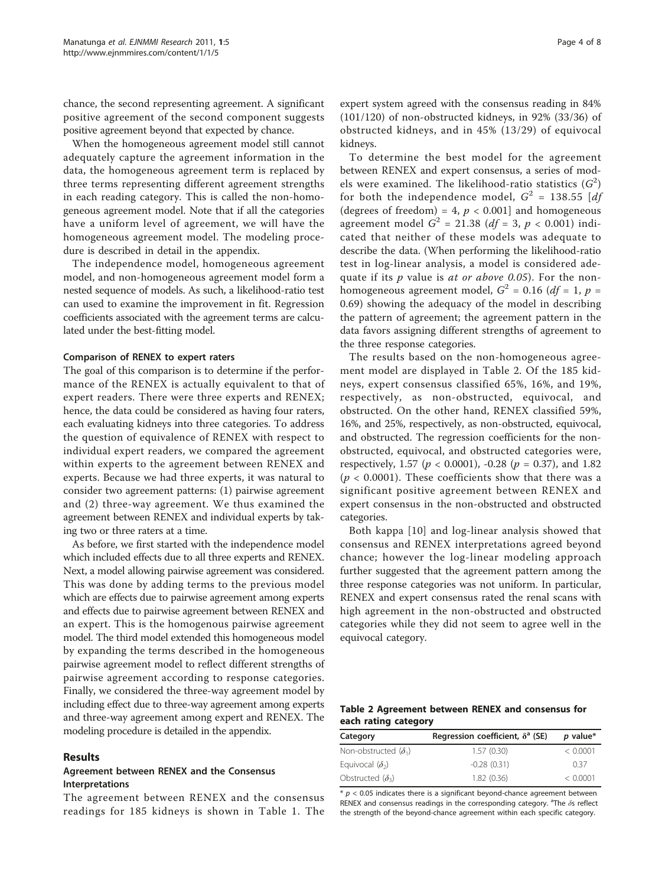chance, the second representing agreement. A significant positive agreement of the second component suggests positive agreement beyond that expected by chance.

When the homogeneous agreement model still cannot adequately capture the agreement information in the data, the homogeneous agreement term is replaced by three terms representing different agreement strengths in each reading category. This is called the non-homogeneous agreement model. Note that if all the categories have a uniform level of agreement, we will have the homogeneous agreement model. The modeling procedure is described in detail in the appendix.

The independence model, homogeneous agreement model, and non-homogeneous agreement model form a nested sequence of models. As such, a likelihood-ratio test can used to examine the improvement in fit. Regression coefficients associated with the agreement terms are calculated under the best-fitting model.

#### Comparison of RENEX to expert raters

The goal of this comparison is to determine if the performance of the RENEX is actually equivalent to that of expert readers. There were three experts and RENEX; hence, the data could be considered as having four raters, each evaluating kidneys into three categories. To address the question of equivalence of RENEX with respect to individual expert readers, we compared the agreement within experts to the agreement between RENEX and experts. Because we had three experts, it was natural to consider two agreement patterns: (1) pairwise agreement and (2) three-way agreement. We thus examined the agreement between RENEX and individual experts by taking two or three raters at a time.

As before, we first started with the independence model which included effects due to all three experts and RENEX. Next, a model allowing pairwise agreement was considered. This was done by adding terms to the previous model which are effects due to pairwise agreement among experts and effects due to pairwise agreement between RENEX and an expert. This is the homogenous pairwise agreement model. The third model extended this homogeneous model by expanding the terms described in the homogeneous pairwise agreement model to reflect different strengths of pairwise agreement according to response categories. Finally, we considered the three-way agreement model by including effect due to three-way agreement among experts and three-way agreement among expert and RENEX. The modeling procedure is detailed in the appendix.

## Results

### Agreement between RENEX and the Consensus Interpretations

The agreement between RENEX and the consensus readings for 185 kidneys is shown in Table 1. The expert system agreed with the consensus reading in 84% (101/120) of non-obstructed kidneys, in 92% (33/36) of obstructed kidneys, and in 45% (13/29) of equivocal kidneys.

To determine the best model for the agreement between RENEX and expert consensus, a series of models were examined. The likelihood-ratio statistics ($G^2$) for both the independence model, $G^2$ = 138.55 [*df* (degrees of freedom) = 4, $p < 0.001$] and homogeneous agreement model $G^2$ = 21.38 (*df* = 3, $p < 0.001$) indicated that neither of these models was adequate to describe the data. (When performing the likelihood-ratio test in log-linear analysis, a model is considered adequate if its *p* value is *at or above 0.05*). For the non-homogeneous agreement model, $G^2$ = 0.16 (*df* = 1, $p$ = 0.69) showing the adequacy of the model in describing the pattern of agreement; the agreement pattern in the data favors assigning different strengths of agreement to the three response categories.

The results based on the non-homogeneous agreement model are displayed in Table 2. Of the 185 kidneys, expert consensus classified 65%, 16%, and 19%, respectively, as non-obstructed, equivocal, and obstructed. On the other hand, RENEX classified 59%, 16%, and 25%, respectively, as non-obstructed, equivocal, and obstructed. The regression coefficients for the non-obstructed, equivocal, and obstructed categories were, respectively, 1.57 ($p < 0.0001$), -0.28 ($p$ = 0.37), and 1.82 ($p < 0.0001$). These coefficients show that there was a significant positive agreement between RENEX and expert consensus in the non-obstructed and obstructed categories.

Both kappa [10] and log-linear analysis showed that consensus and RENEX interpretations agreed beyond chance; however the log-linear modeling approach further suggested that the agreement pattern among the three response categories was not uniform. In particular, RENEX and expert consensus rated the renal scans with high agreement in the non-obstructed and obstructed categories while they did not seem to agree well in the equivocal category.

**Table 2 Agreement between RENEX and consensus for each rating category**

| Category | Regression coefficient, $\delta^a$ (SE) | *p* value* |
|---|---|---|
| Non-obstructed ($\delta_1$) | 1.57 (0.30) | < 0.0001 |
| Equivocal ($\delta_2$) | -0.28 (0.31) | 0.37 |
| Obstructed ($\delta_3$) | 1.82 (0.36) | < 0.0001 |

* $p < 0.05$ indicates there is a significant beyond-chance agreement between RENEX and consensus readings in the corresponding category. [a]The $\delta$s reflect the strength of the beyond-chance agreement within each specific category.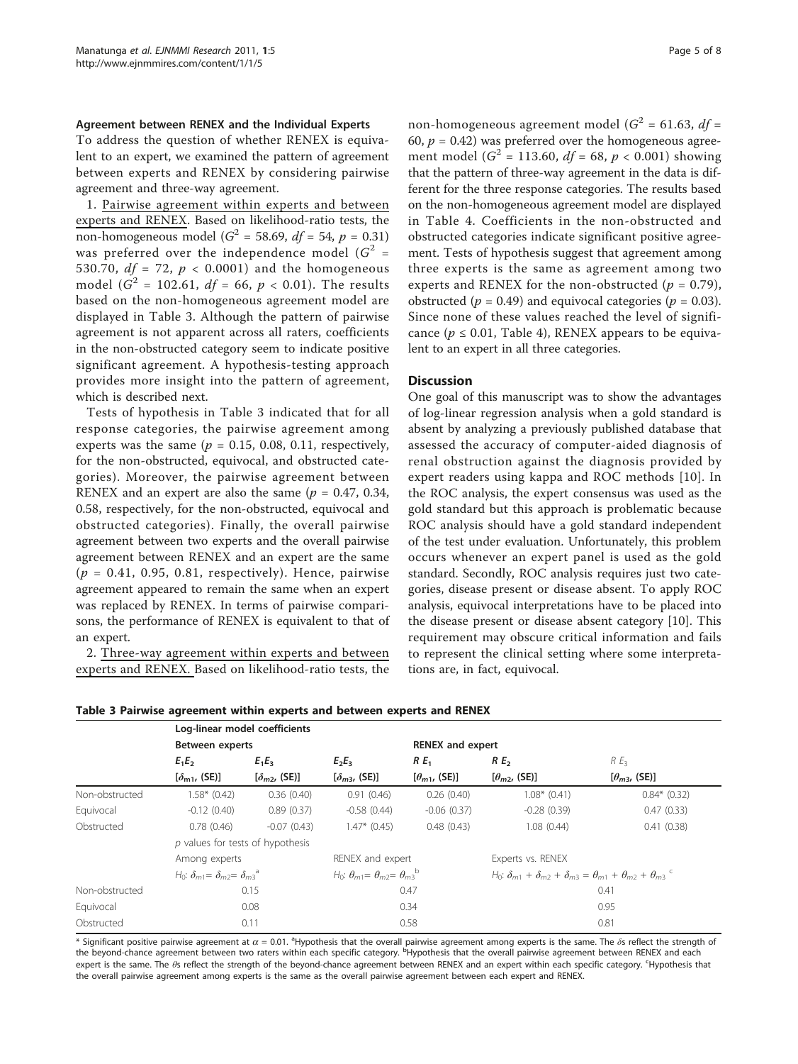### Agreement between RENEX and the Individual Experts

To address the question of whether RENEX is equivalent to an expert, we examined the pattern of agreement between experts and RENEX by considering pairwise agreement and three-way agreement.

1. Pairwise agreement within experts and between experts and RENEX. Based on likelihood-ratio tests, the non-homogeneous model ($G^2$ = 58.69, $df$ = 54, $p$ = 0.31) was preferred over the independence model ($G^2$ = 530.70, $df$ = 72, $p$ < 0.0001) and the homogeneous model ($G^2$ = 102.61, $df$ = 66, $p$ < 0.01). The results based on the non-homogeneous agreement model are displayed in Table 3. Although the pattern of pairwise agreement is not apparent across all raters, coefficients in the non-obstructed category seem to indicate positive significant agreement. A hypothesis-testing approach provides more insight into the pattern of agreement, which is described next.

Tests of hypothesis in Table 3 indicated that for all response categories, the pairwise agreement among experts was the same ($p$ = 0.15, 0.08, 0.11, respectively, for the non-obstructed, equivocal, and obstructed categories). Moreover, the pairwise agreement between RENEX and an expert are also the same ($p$ = 0.47, 0.34, 0.58, respectively, for the non-obstructed, equivocal and obstructed categories). Finally, the overall pairwise agreement between two experts and the overall pairwise agreement between RENEX and an expert are the same ($p$ = 0.41, 0.95, 0.81, respectively). Hence, pairwise agreement appeared to remain the same when an expert was replaced by RENEX. In terms of pairwise comparisons, the performance of RENEX is equivalent to that of an expert.

2. Three-way agreement within experts and between experts and RENEX. Based on likelihood-ratio tests, the non-homogeneous agreement model ($G^2$ = 61.63, $df$ = 60, $p$ = 0.42) was preferred over the homogeneous agreement model ($G^2$ = 113.60, $df$ = 68, $p$ < 0.001) showing that the pattern of three-way agreement in the data is different for the three response categories. The results based on the non-homogeneous agreement model are displayed in Table 4. Coefficients in the non-obstructed and obstructed categories indicate significant positive agreement. Tests of hypothesis suggest that agreement among three experts is the same as agreement among two experts and RENEX for the non-obstructed ($p$ = 0.79), obstructed ($p$ = 0.49) and equivocal categories ($p$ = 0.03). Since none of these values reached the level of significance ($p \leq 0.01$, Table 4), RENEX appears to be equivalent to an expert in all three categories.

## Discussion

One goal of this manuscript was to show the advantages of log-linear regression analysis when a gold standard is absent by analyzing a previously published database that assessed the accuracy of computer-aided diagnosis of renal obstruction against the diagnosis provided by expert readers using kappa and ROC methods [10]. In the ROC analysis, the expert consensus was used as the gold standard but this approach is problematic because ROC analysis should have a gold standard independent of the test under evaluation. Unfortunately, this problem occurs whenever an expert panel is used as the gold standard. Secondly, ROC analysis requires just two categories, disease present or disease absent. To apply ROC analysis, equivocal interpretations have to be placed into the disease present or disease absent category [10]. This requirement may obscure critical information and fails to represent the clinical setting where some interpretations are, in fact, equivocal.

**Table 3 Pairwise agreement within experts and between experts and RENEX**

| | Log-linear model coefficients | | | | | |
|---|---|---|---|---|---|---|
| | Between experts | | | RENEX and expert | | |
| | $E_1E_2$ | $E_1E_3$ | $E_2E_3$ | $R\,E_1$ | $R\,E_2$ | $R\,E_3$ |
| | [$\delta_{m1}$, (SE)] | [$\delta_{m2}$, (SE)] | [$\delta_{m3}$, (SE)] | [$\theta_{m1}$, (SE)] | [$\theta_{m2}$, (SE)] | [$\theta_{m3}$, (SE)] |
| Non-obstructed | 1.58* (0.42) | 0.36 (0.40) | 0.91 (0.46) | 0.26 (0.40) | 1.08* (0.41) | 0.84* (0.32) |
| Equivocal | -0.12 (0.40) | 0.89 (0.37) | -0.58 (0.44) | -0.06 (0.37) | -0.28 (0.39) | 0.47 (0.33) |
| Obstructed | 0.78 (0.46) | -0.07 (0.43) | 1.47* (0.45) | 0.48 (0.43) | 1.08 (0.44) | 0.41 (0.38) |
| | *p* values for tests of hypothesis | | | | | |
| | Among experts | | RENEX and expert | | Experts vs. RENEX | |
| | $H_0$: $\delta_{m1} = \delta_{m2} = \delta_{m3}$ [a] | | $H_0$: $\theta_{m1} = \theta_{m2} = \theta_{m3}$ [b] | | $H_0$: $\delta_{m1} + \delta_{m2} + \delta_{m3} = \theta_{m1} + \theta_{m2} + \theta_{m3}$ [c] | |
| Non-obstructed | 0.15 | | 0.47 | | 0.41 | |
| Equivocal | 0.08 | | 0.34 | | 0.95 | |
| Obstructed | 0.11 | | 0.58 | | 0.81 | |

\* Significant positive pairwise agreement at $\alpha$ = 0.01. [a]Hypothesis that the overall pairwise agreement among experts is the same. The $\delta$s reflect the strength of the beyond-chance agreement between two raters within each specific category. [b]Hypothesis that the overall pairwise agreement between RENEX and each expert is the same. The $\theta$s reflect the strength of the beyond-chance agreement between RENEX and an expert within each specific category. [c]Hypothesis that the overall pairwise agreement among experts is the same as the overall pairwise agreement between each expert and RENEX.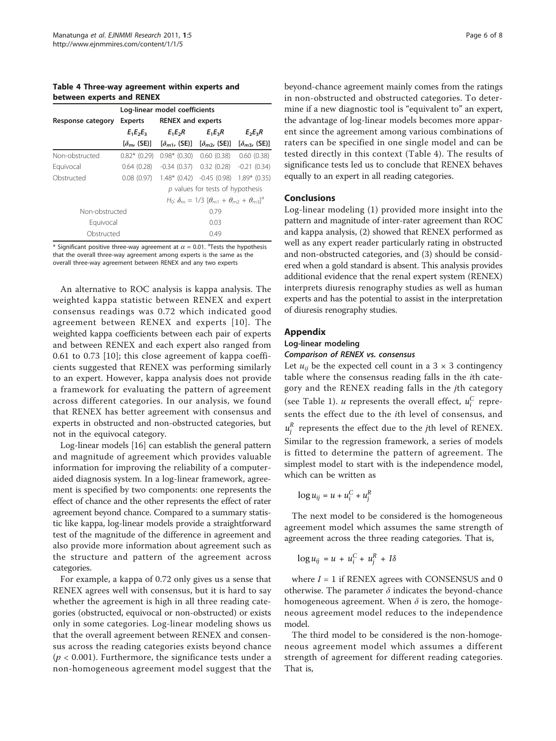**Table 4 Three-way agreement within experts and between experts and RENEX**

| | Log-linear model coefficients | | | |
|---|---|---|---|---|
| Response category | Experts | RENEX and experts | | |
| | $E_1E_2E_3$ | $E_1E_2R$ | $E_1E_3R$ | $E_2E_3R$ |
| | $[\delta_m, (SE)]$ | $[\delta_{m1}, (SE)]$ | $[\delta_{m2}, (SE)]$ | $[\delta_{m3}, (SE)]$ |
| Non-obstructed | 0.82* (0.29) | 0.98* (0.30) | 0.60 (0.38) | 0.60 (0.38) |
| Equivocal | 0.64 (0.28) | -0.34 (0.37) | 0.32 (0.28) | -0.21 (0.34) |
| Obstructed | 0.08 (0.97) | 1.48* (0.42) | -0.45 (0.98) | 1.89* (0.35) |
| | | *p* values for tests of hypothesis | | |
| | | $H_0$: $\delta_m = 1/3\ [\theta_{m1} + \theta_{m2} + \theta_{m3}]$[a] | | |
| Non-obstructed | | 0.79 | | |
| Equivocal | | 0.03 | | |
| Obstructed | | 0.49 | | |

* Significant positive three-way agreement at $\alpha = 0.01$. [a]Tests the hypothesis that the overall three-way agreement among experts is the same as the overall three-way agreement between RENEX and any two experts

An alternative to ROC analysis is kappa analysis. The weighted kappa statistic between RENEX and expert consensus readings was 0.72 which indicated good agreement between RENEX and experts [10]. The weighted kappa coefficients between each pair of experts and between RENEX and each expert also ranged from 0.61 to 0.73 [10]; this close agreement of kappa coefficients suggested that RENEX was performing similarly to an expert. However, kappa analysis does not provide a framework for evaluating the pattern of agreement across different categories. In our analysis, we found that RENEX has better agreement with consensus and experts in obstructed and non-obstructed categories, but not in the equivocal category.

Log-linear models [16] can establish the general pattern and magnitude of agreement which provides valuable information for improving the reliability of a computer-aided diagnosis system. In a log-linear framework, agreement is specified by two components: one represents the effect of chance and the other represents the effect of rater agreement beyond chance. Compared to a summary statistic like kappa, log-linear models provide a straightforward test of the magnitude of the difference in agreement and also provide more information about agreement such as the structure and pattern of the agreement across categories.

For example, a kappa of 0.72 only gives us a sense that RENEX agrees well with consensus, but it is hard to say whether the agreement is high in all three reading categories (obstructed, equivocal or non-obstructed) or exists only in some categories. Log-linear modeling shows us that the overall agreement between RENEX and consensus across the reading categories exists beyond chance ($p < 0.001$). Furthermore, the significance tests under a non-homogeneous agreement model suggest that the beyond-chance agreement mainly comes from the ratings in non-obstructed and obstructed categories. To determine if a new diagnostic tool is "equivalent to" an expert, the advantage of log-linear models becomes more apparent since the agreement among various combinations of raters can be specified in one single model and can be tested directly in this context (Table 4). The results of significance tests led us to conclude that RENEX behaves equally to an expert in all reading categories.

## Conclusions

Log-linear modeling (1) provided more insight into the pattern and magnitude of inter-rater agreement than ROC and kappa analysis, (2) showed that RENEX performed as well as any expert reader particularly rating in obstructed and non-obstructed categories, and (3) should be considered when a gold standard is absent. This analysis provides additional evidence that the renal expert system (RENEX) interprets diuresis renography studies as well as human experts and has the potential to assist in the interpretation of diuresis renography studies.

## Appendix

### Log-linear modeling

#### *Comparison of RENEX vs. consensus*

Let $u_{ij}$ be the expected cell count in a $3 \times 3$ contingency table where the consensus reading falls in the $i$th category and the RENEX reading falls in the $j$th category (see Table 1). $u$ represents the overall effect, $u_i^C$ represents the effect due to the $i$th level of consensus, and $u_j^R$ represents the effect due to the $j$th level of RENEX. Similar to the regression framework, a series of models is fitted to determine the pattern of agreement. The simplest model to start with is the independence model, which can be written as

$$\log u_{ij} = u + u_i^C + u_j^R$$

The next model to be considered is the homogeneous agreement model which assumes the same strength of agreement across the three reading categories. That is,

$$\log u_{ij} = u + u_i^C + u_j^R + I\delta$$

where $I = 1$ if RENEX agrees with CONSENSUS and 0 otherwise. The parameter $\delta$ indicates the beyond-chance homogeneous agreement. When $\delta$ is zero, the homogeneous agreement model reduces to the independence model.

The third model to be considered is the non-homogeneous agreement model which assumes a different strength of agreement for different reading categories. That is,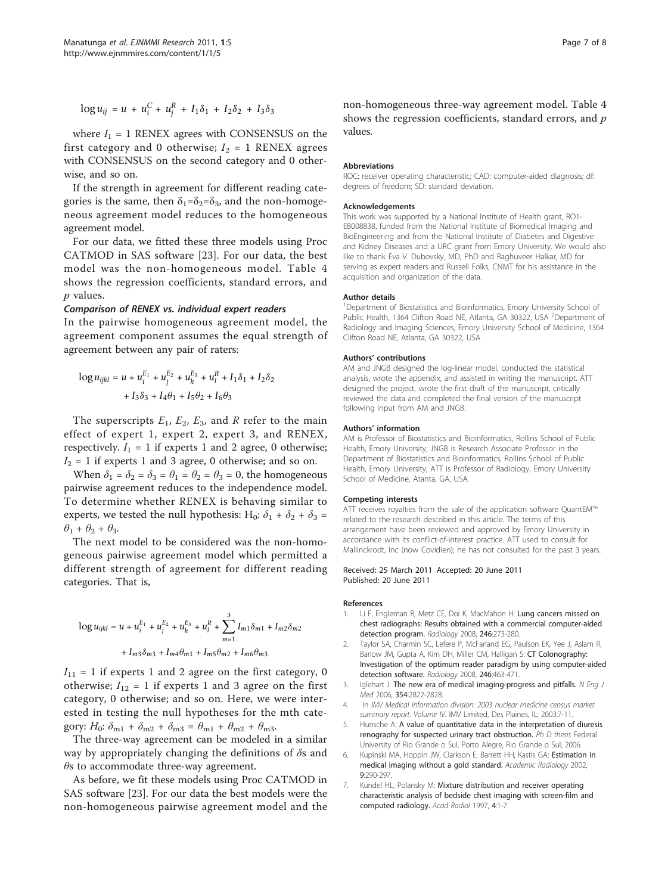$$\log u_{ij} = u + u_i^C + u_j^R + I_1\delta_1 + I_2\delta_2 + I_3\delta_3$$

where $I_1 = 1$ RENEX agrees with CONSENSUS on the first category and 0 otherwise; $I_2 = 1$ RENEX agrees with CONSENSUS on the second category and 0 otherwise, and so on.

If the strength in agreement for different reading categories is the same, then $\delta_1=\delta_2=\delta_3$, and the non-homogeneous agreement model reduces to the homogeneous agreement model.

For our data, we fitted these three models using Proc CATMOD in SAS software [23]. For our data, the best model was the non-homogeneous model. Table 4 shows the regression coefficients, standard errors, and *p* values.

### *Comparison of RENEX vs. individual expert readers*

In the pairwise homogeneous agreement model, the agreement component assumes the equal strength of agreement between any pair of raters:

$$\log u_{ijkl} = u + u_i^{E_1} + u_j^{E_2} + u_k^{E_3} + u_l^R + I_1\delta_1 + I_2\delta_2 + I_3\delta_3 + I_4\theta_1 + I_5\theta_2 + I_6\theta_3$$

The superscripts $E_1$, $E_2$, $E_3$, and $R$ refer to the main effect of expert 1, expert 2, expert 3, and RENEX, respectively. $I_1 = 1$ if experts 1 and 2 agree, 0 otherwise; $I_2 = 1$ if experts 1 and 3 agree, 0 otherwise; and so on.

When $\delta_1 = \delta_2 = \delta_3 = \theta_1 = \theta_2 = \theta_3 = 0$, the homogeneous pairwise agreement reduces to the independence model. To determine whether RENEX is behaving similar to experts, we tested the null hypothesis: $H_0$: $\delta_1 + \delta_2 + \delta_3 = \theta_1 + \theta_2 + \theta_3$.

The next model to be considered was the non-homogeneous pairwise agreement model which permitted a different strength of agreement for different reading categories. That is,

$$\log u_{ijkl} = u + u_i^{E_1} + u_j^{E_2} + u_k^{E_3} + u_l^R + \sum_{m=1}^{3} I_{m1}\delta_{m1} + I_{m2}\delta_{m2} + I_{m3}\delta_{m3} + I_{m4}\theta_{m1} + I_{m5}\theta_{m2} + I_{m6}\theta_{m3}$$

$I_{11} = 1$ if experts 1 and 2 agree on the first category, 0 otherwise; $I_{12} = 1$ if experts 1 and 3 agree on the first category, 0 otherwise; and so on. Here, we were interested in testing the null hypotheses for the mth category: $H_0$: $\delta_{m1} + \delta_{m2} + \delta_{m3} = \theta_{m1} + \theta_{m2} + \theta_{m3}$.

The three-way agreement can be modeled in a similar way by appropriately changing the definitions of $\delta$s and $\theta$s to accommodate three-way agreement.

As before, we fit these models using Proc CATMOD in SAS software [23]. For our data the best models were the non-homogeneous pairwise agreement model and the non-homogeneous three-way agreement model. Table 4 shows the regression coefficients, standard errors, and *p* values.

#### Abbreviations

ROC: receiver operating characteristic; CAD: computer-aided diagnosis; df: degrees of freedom; SD: standard deviation.

#### Acknowledgements

This work was supported by a National Institute of Health grant, RO1-EB008838, funded from the National Institute of Biomedical Imaging and BioEngineering and from the National Institute of Diabetes and Digestive and Kidney Diseases and a URC grant from Emory University. We would also like to thank Eva V. Dubovsky, MD, PhD and Raghuveer Halkar, MD for serving as expert readers and Russell Folks, CNMT for his assistance in the acquisition and organization of the data.

#### Author details

[1]Department of Biostatistics and Bioinformatics, Emory University School of Public Health, 1364 Clifton Road NE, Atlanta, GA 30322, USA [2]Department of Radiology and Imaging Sciences, Emory University School of Medicine, 1364 Clifton Road NE, Atlanta, GA 30322, USA

#### Authors' contributions

AM and JNGB designed the log-linear model, conducted the statistical analysis, wrote the appendix, and assisted in writing the manuscript. ATT designed the project, wrote the first draft of the manuscript, critically reviewed the data and completed the final version of the manuscript following input from AM and JNGB.

#### Authors' information

AM is Professor of Biostatistics and Bioinformatics, Rollins School of Public Health, Emory University; JNGB is Research Associate Professor in the Department of Biostatistics and Bioinformatics, Rollins School of Public Health, Emory University; ATT is Professor of Radiology, Emory University School of Medicine, Atanta, GA, USA.

#### Competing interests

ATT receives royalties from the sale of the application software QuantEM™ related to the research described in this article. The terms of this arrangement have been reviewed and approved by Emory University in accordance with its conflict-of-interest practice. ATT used to consult for Mallinckrodt, Inc (now Covidien); he has not consulted for the past 3 years.

Received: 25 March 2011 Accepted: 20 June 2011
Published: 20 June 2011

#### References

1. Li F, Engleman R, Metz CE, Doi K, MacMahon H: **Lung cancers missed on chest radiographs: Results obtained with a commercial computer-aided detection program.** *Radiology* 2008, **246**:273-280.
2. Taylor SA, Charmin SC, Lefere P, McFarland EG, Paulson EK, Yee J, Aslam R, Barlow JM, Gupta A, Kim DH, Miller CM, Halligan S: **CT Colonography: Investigation of the optimum reader paradigm by using computer-aided detection software.** *Radiology* 2008, **246**:463-471.
3. Iglehart J: **The new era of medical imaging-progress and pitfalls.** *N Eng J Med* 2006, **354**:2822-2828.
4. In *IMV Medical information division: 2003 nuclear medicine census market summary report. Volume IV.* IMV Limited, Des Plaines, IL; 2003:7-11.
5. Hunsche A: **A value of quantitative data in the interpretation of diuresis renography for suspected urinary tract obstruction.** *Ph D thesis* Federal University of Rio Grande o Sul, Porto Alegre, Rio Grande o Sul; 2006.
6. Kupinski MA, Hoppin JW, Clarkson E, Barrett HH, Kastis GA: **Estimation in medical imaging without a gold standard.** *Academic Radiology* 2002, **9**:290-297.
7. Kundel HL, Polansky M: **Mixture distribution and receiver operating characteristic analysis of bedside chest imaging with screen-film and computed radiology.** *Acad Radiol* 1997, **4**:1-7.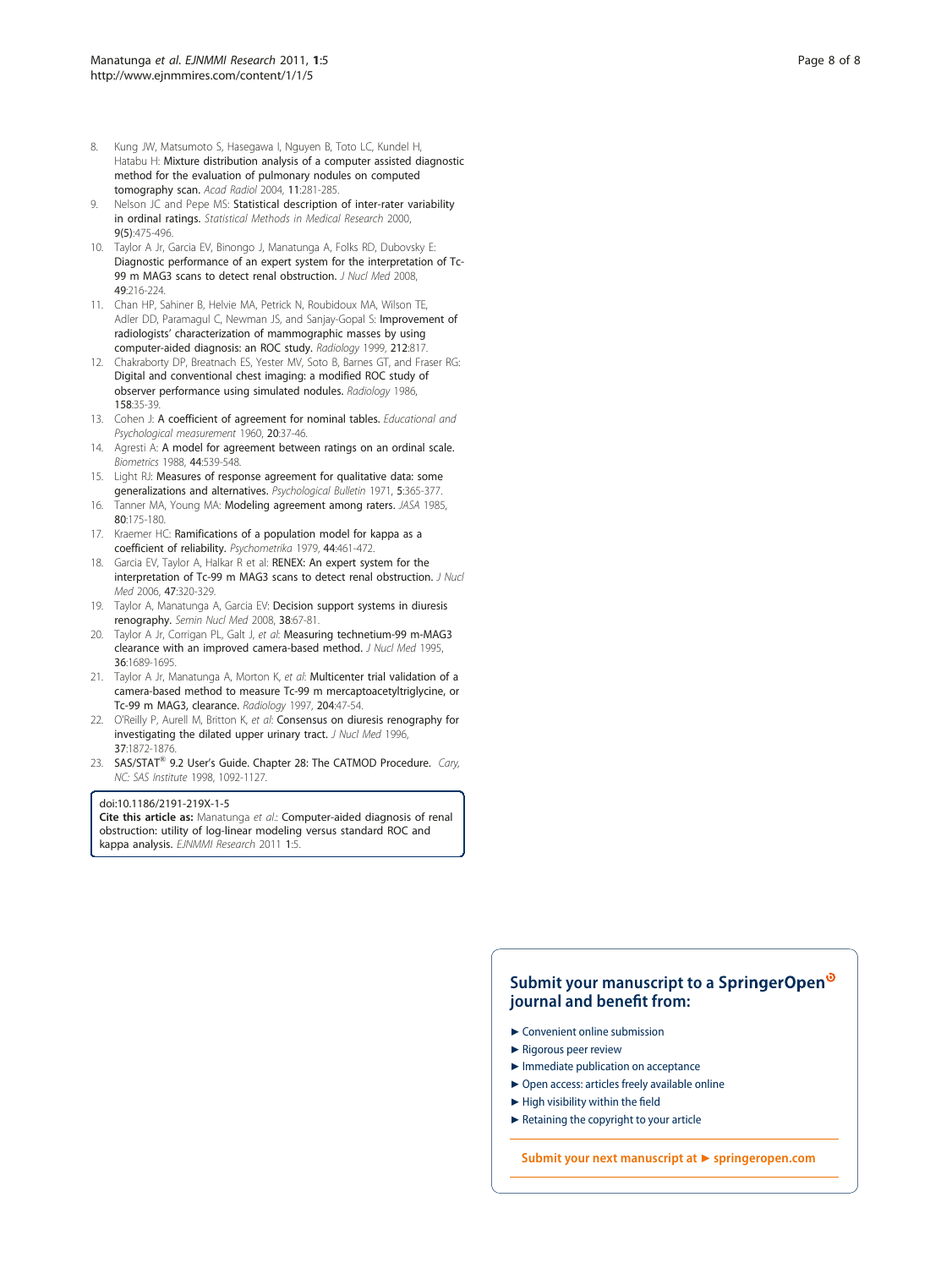8. Kung JW, Matsumoto S, Hasegawa I, Nguyen B, Toto LC, Kundel H, Hatabu H: **Mixture distribution analysis of a computer assisted diagnostic method for the evaluation of pulmonary nodules on computed tomography scan.** *Acad Radiol* 2004, **11**:281-285.
9. Nelson JC and Pepe MS: **Statistical description of inter-rater variability in ordinal ratings.** *Statistical Methods in Medical Research* 2000, **9(5)**:475-496.
10. Taylor A Jr, Garcia EV, Binongo J, Manatunga A, Folks RD, Dubovsky E: **Diagnostic performance of an expert system for the interpretation of Tc-99 m MAG3 scans to detect renal obstruction.** *J Nucl Med* 2008, **49**:216-224.
11. Chan HP, Sahiner B, Helvie MA, Petrick N, Roubidoux MA, Wilson TE, Adler DD, Paramagul C, Newman JS, and Sanjay-Gopal S: **Improvement of radiologists' characterization of mammographic masses by using computer-aided diagnosis: an ROC study.** *Radiology* 1999, **212**:817.
12. Chakraborty DP, Breatnach ES, Yester MV, Soto B, Barnes GT, and Fraser RG: **Digital and conventional chest imaging: a modified ROC study of observer performance using simulated nodules.** *Radiology* 1986, **158**:35-39.
13. Cohen J: **A coefficient of agreement for nominal tables.** *Educational and Psychological measurement* 1960, **20**:37-46.
14. Agresti A: **A model for agreement between ratings on an ordinal scale.** *Biometrics* 1988, **44**:539-548.
15. Light RJ: **Measures of response agreement for qualitative data: some generalizations and alternatives.** *Psychological Bulletin* 1971, **5**:365-377.
16. Tanner MA, Young MA: **Modeling agreement among raters.** *JASA* 1985, **80**:175-180.
17. Kraemer HC: **Ramifications of a population model for kappa as a coefficient of reliability.** *Psychometrika* 1979, **44**:461-472.
18. Garcia EV, Taylor A, Halkar R et al: **RENEX: An expert system for the interpretation of Tc-99 m MAG3 scans to detect renal obstruction.** *J Nucl Med* 2006, **47**:320-329.
19. Taylor A, Manatunga A, Garcia EV: **Decision support systems in diuresis renography.** *Semin Nucl Med* 2008, **38**:67-81.
20. Taylor A Jr, Corrigan PL, Galt J, *et al*: **Measuring technetium-99 m-MAG3 clearance with an improved camera-based method.** *J Nucl Med* 1995, **36**:1689-1695.
21. Taylor A Jr, Manatunga A, Morton K, *et al*: **Multicenter trial validation of a camera-based method to measure Tc-99 m mercaptoacetyltriglycine, or Tc-99 m MAG3, clearance.** *Radiology* 1997, **204**:47-54.
22. O'Reilly P, Aurell M, Britton K, *et al*: **Consensus on diuresis renography for investigating the dilated upper urinary tract.** *J Nucl Med* 1996, **37**:1872-1876.
23. **SAS/STAT® 9.2 User's Guide. Chapter 28: The CATMOD Procedure.** *Cary, NC: SAS Institute* 1998, 1092-1127.

doi:10.1186/2191-219X-1-5
**Cite this article as:** Manatunga *et al.*: Computer-aided diagnosis of renal obstruction: utility of log-linear modeling versus standard ROC and kappa analysis. *EJNMMI Research* 2011 **1**:5.

**Submit your manuscript to a SpringerOpen journal and benefit from:**

- ► Convenient online submission
- ► Rigorous peer review
- ► Immediate publication on acceptance
- ► Open access: articles freely available online
- ► High visibility within the field
- ► Retaining the copyright to your article

**Submit your next manuscript at ► springeropen.com**